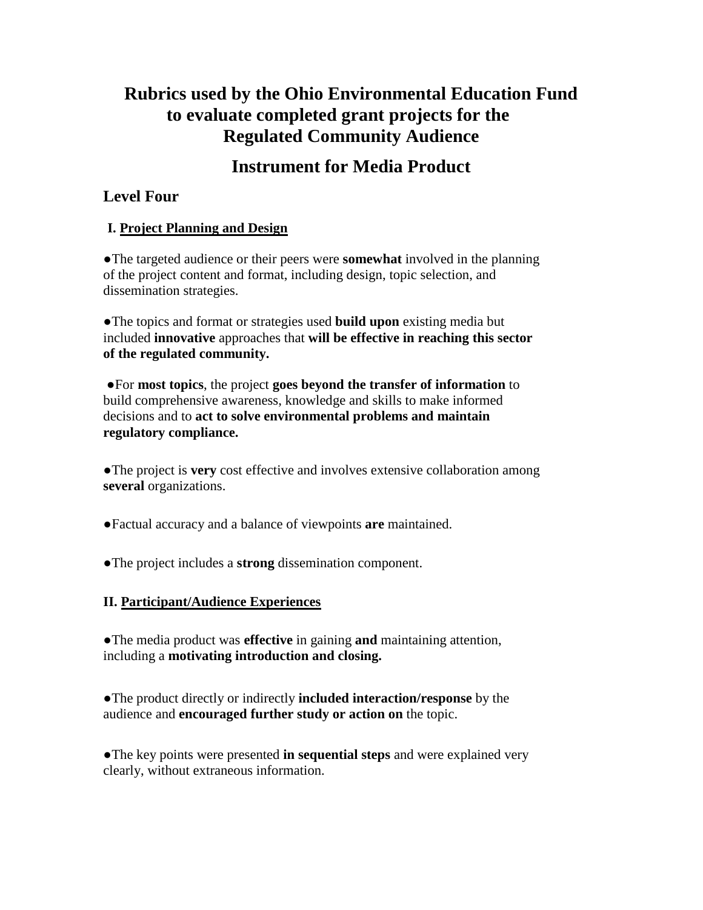# Rubrics used by the Ohio Environmental Education Fund to evaluate completed grant projects for the Regulated Community Audience

## Instrument for Media Product

### Level Four

#### I. Project Planning and Design

●The targeted audience or their peers were **somewhat** involved in the planning of the project content and format, including design, topic selection, and dissemination strategies.

●The topics and format or strategies used **build upon** existing media but included **innovative** approaches that **will be effective in reaching this sector of the regulated community.**

●For **most topics**, the project **goes beyond the transfer of information** to build comprehensive awareness, knowledge and skills to make informed decisions and to **act to solve environmental problems and maintain regulatory compliance.**

●The project is **very** cost effective and involves extensive collaboration among **several** organizations.

●Factual accuracy and a balance of viewpoints **are** maintained.

●The project includes a **strong** dissemination component.

#### II. Participant/Audience Experiences

●The media product was **effective** in gaining **and** maintaining attention, including a **motivating introduction and closing.**

●The product directly or indirectly **included interaction/response** by the audience and **encouraged further study or action on** the topic.

●The key points were presented **in sequential steps** and were explained very clearly, without extraneous information.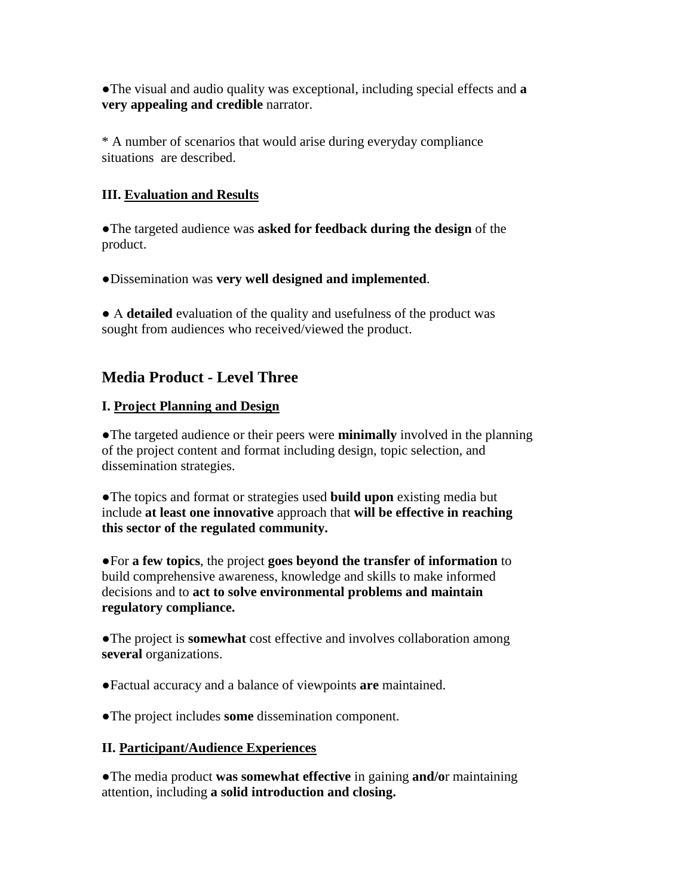●The visual and audio quality was exceptional, including special effects and **a very appealing and credible** narrator.

* A number of scenarios that would arise during everyday compliance situations are described.

**III. Evaluation and Results**

●The targeted audience was **asked for feedback during the design** of the product.

●Dissemination was **very well designed and implemented**.

● A **detailed** evaluation of the quality and usefulness of the product was sought from audiences who received/viewed the product.

## Media Product - Level Three

**I. Project Planning and Design**

●The targeted audience or their peers were **minimally** involved in the planning of the project content and format including design, topic selection, and dissemination strategies.

●The topics and format or strategies used **build upon** existing media but include **at least one innovative** approach that **will be effective in reaching this sector of the regulated community.**

●For **a few topics**, the project **goes beyond the transfer of information** to build comprehensive awareness, knowledge and skills to make informed decisions and to **act to solve environmental problems and maintain regulatory compliance.**

●The project is **somewhat** cost effective and involves collaboration among **several** organizations.

●Factual accuracy and a balance of viewpoints **are** maintained.

●The project includes **some** dissemination component.

**II. Participant/Audience Experiences**

●The media product **was somewhat effective** in gaining **and/or** maintaining attention, including **a solid introduction and closing.**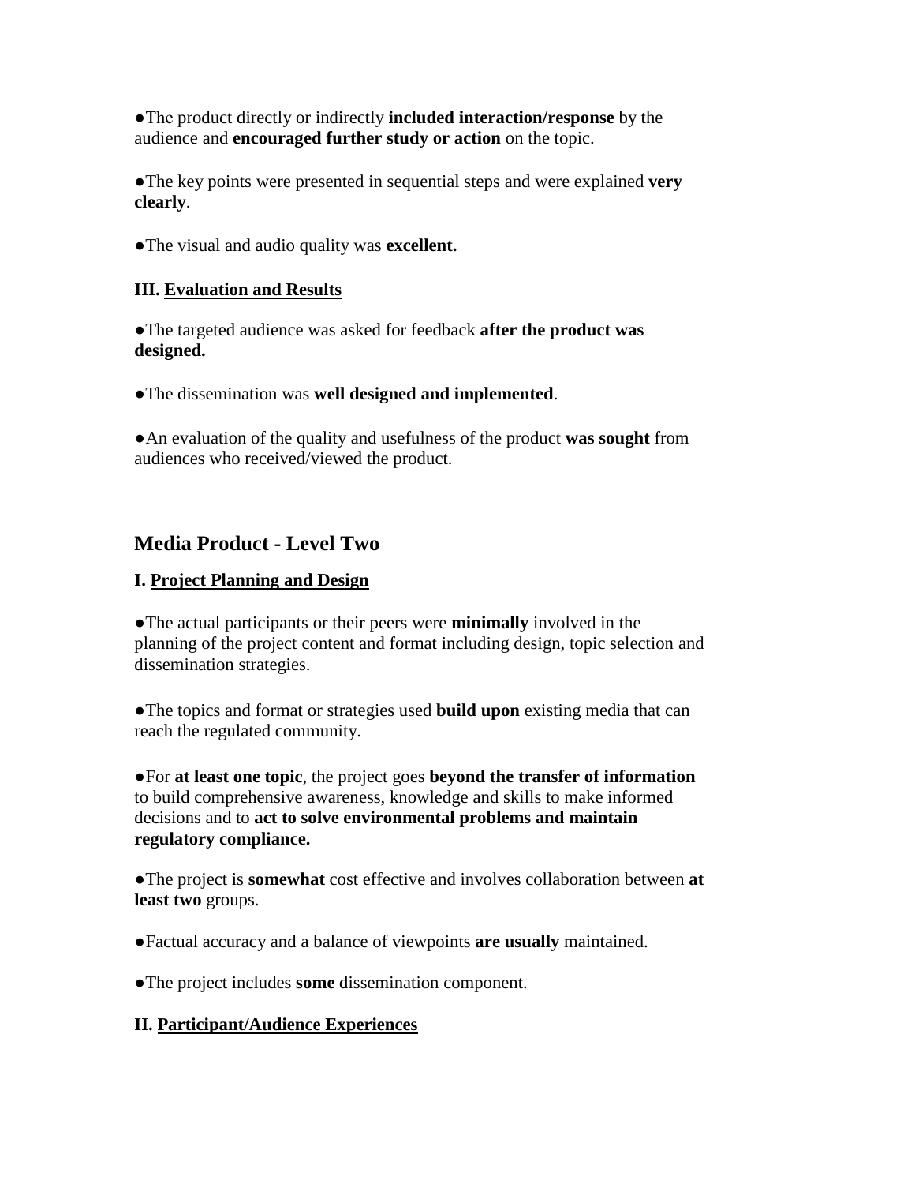●The product directly or indirectly **included interaction/response** by the audience and **encouraged further study or action** on the topic.

●The key points were presented in sequential steps and were explained **very clearly**.

●The visual and audio quality was **excellent.**

### III. <u>Evaluation and Results</u>

●The targeted audience was asked for feedback **after the product was designed.**

●The dissemination was **well designed and implemented**.

●An evaluation of the quality and usefulness of the product **was sought** from audiences who received/viewed the product.

## Media Product - Level Two

### I. <u>Project Planning and Design</u>

●The actual participants or their peers were **minimally** involved in the planning of the project content and format including design, topic selection and dissemination strategies.

●The topics and format or strategies used **build upon** existing media that can reach the regulated community.

●For **at least one topic**, the project goes **beyond the transfer of information** to build comprehensive awareness, knowledge and skills to make informed decisions and to **act to solve environmental problems and maintain regulatory compliance.**

●The project is **somewhat** cost effective and involves collaboration between **at least two** groups.

●Factual accuracy and a balance of viewpoints **are usually** maintained.

●The project includes **some** dissemination component.

### II. <u>Participant/Audience Experiences</u>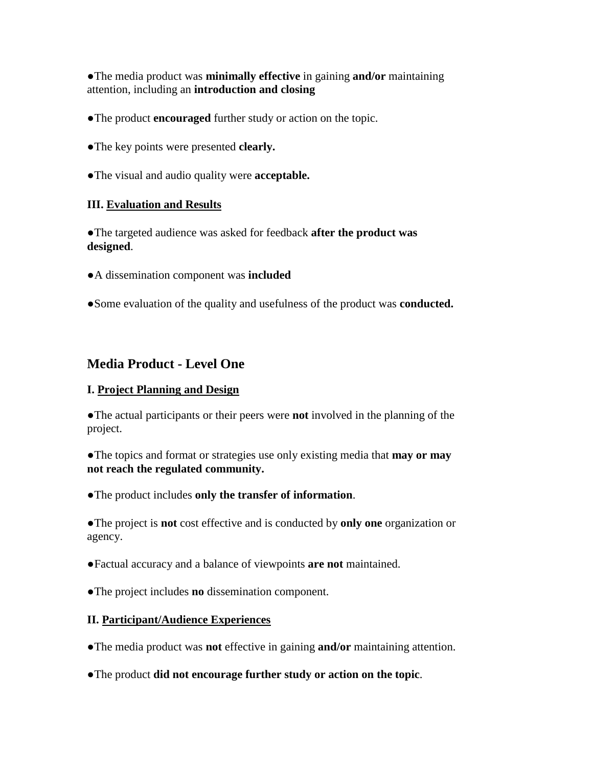●The media product was **minimally effective** in gaining **and/or** maintaining attention, including an **introduction and closing**

●The product **encouraged** further study or action on the topic.

●The key points were presented **clearly.**

●The visual and audio quality were **acceptable.**

### III. Evaluation and Results

●The targeted audience was asked for feedback **after the product was designed**.

●A dissemination component was **included**

●Some evaluation of the quality and usefulness of the product was **conducted.**

## Media Product - Level One

### I. Project Planning and Design

●The actual participants or their peers were **not** involved in the planning of the project.

●The topics and format or strategies use only existing media that **may or may not reach the regulated community.**

●The product includes **only the transfer of information**.

●The project is **not** cost effective and is conducted by **only one** organization or agency.

●Factual accuracy and a balance of viewpoints **are not** maintained.

●The project includes **no** dissemination component.

### II. Participant/Audience Experiences

●The media product was **not** effective in gaining **and/or** maintaining attention.

●The product **did not encourage further study or action on the topic**.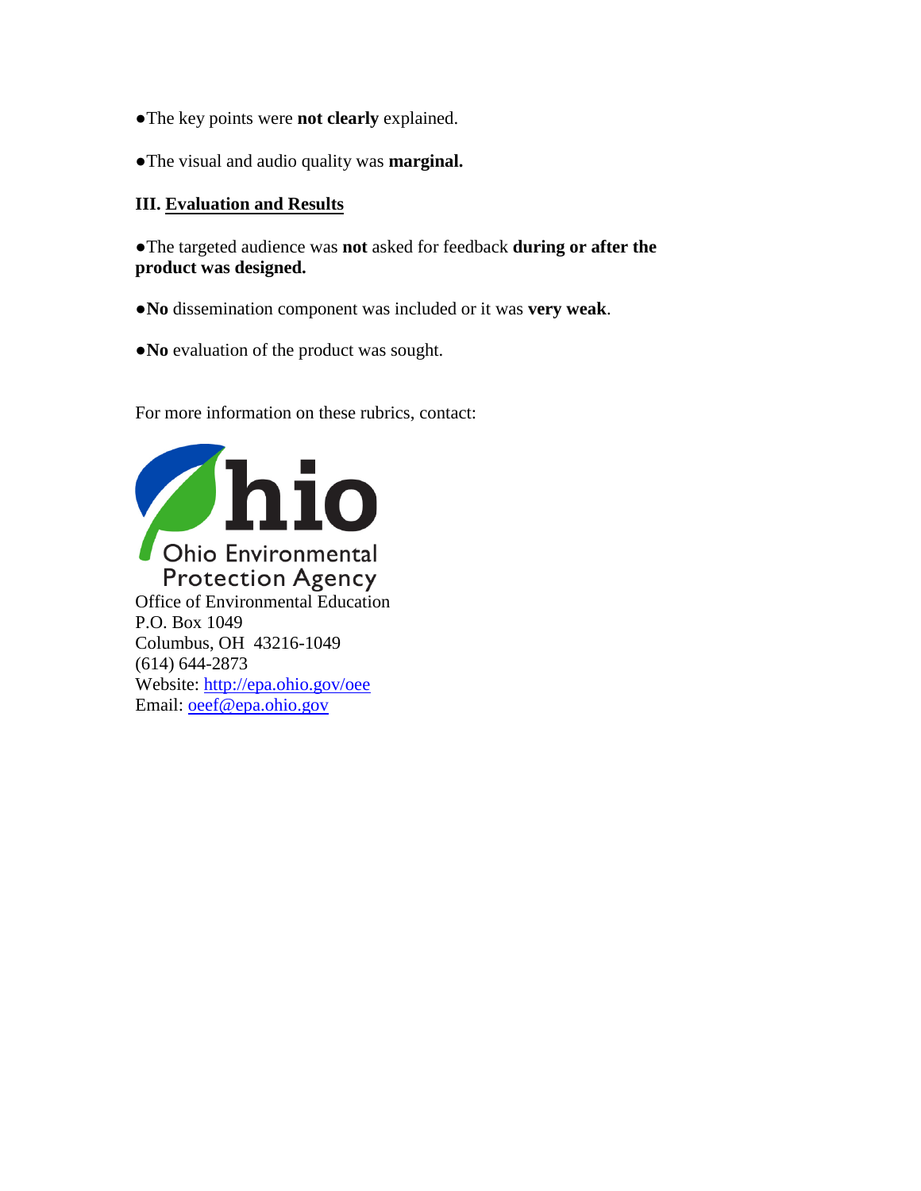- The key points were **not clearly** explained.
- The visual and audio quality was **marginal.**

### III. Evaluation and Results

- The targeted audience was **not** asked for feedback **during or after the product was designed.**
- **No** dissemination component was included or it was **very weak**.
- **No** evaluation of the product was sought.

For more information on these rubrics, contact:

Ohio Environmental Protection Agency
Office of Environmental Education
P.O. Box 1049
Columbus, OH 43216-1049
(614) 644-2873
Website: http://epa.ohio.gov/oee
Email: oeef@epa.ohio.gov